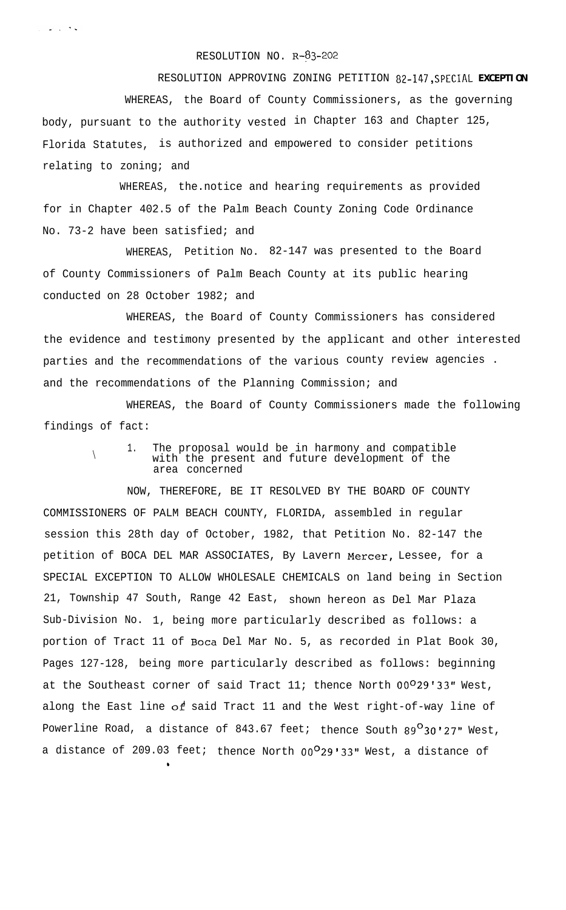RESOLUTION NO. R-83-202

RESOLUTION APPROVING ZONING PETITION 82-147, SPECIAL **EXCEPTION**

WHEREAS, the Board of County Commissioners, as the governing body, pursuant to the authority vested in Chapter 163 and Chapter 125, Florida Statutes, is authorized and empowered to consider petitions relating to zoning; and

WHEREAS, the notice and hearing requirements as provided for in Chapter 402.5 of the Palm Beach County Zoning Code Ordinance No. 73-2 have been satisfied; and

WHEREAS, Petition No. 82-147 was presented to the Board of County Commissioners of Palm Beach County at its public hearing conducted on 28 October 1982; and

WHEREAS, the Board of County Commissioners has considered the evidence and testimony presented by the applicant and other interested parties and the recommendations of the various county review agencies and the recommendations of the Planning Commission; and

WHEREAS, the Board of County Commissioners made the following findings of fact:

1. The proposal would be in harmony and compatible with the present and future development of the area concerned

NOW, THEREFORE, BE IT RESOLVED BY THE BOARD OF COUNTY COMMISSIONERS OF PALM BEACH COUNTY, FLORIDA, assembled in regular session this 28th day of October, 1982, that Petition No. 82-147 the petition of BOCA DEL MAR ASSOCIATES, By Lavern Mercer, Lessee, for a SPECIAL EXCEPTION TO ALLOW WHOLESALE CHEMICALS on land being in Section 21, Township 47 South, Range 42 East, shown hereon as Del Mar Plaza Sub-Division No. 1, being more particularly described as follows: a portion of Tract 11 of Boca Del Mar No. 5, as recorded in Plat Book 30, Pages 127-128, being more particularly described as follows: beginning at the Southeast corner of said Tract 11; thence North 00°29'33" West, along the East line of said Tract 11 and the West right-of-way line of Powerline Road, a distance of 843.67 feet; thence South 89°30'27" West, a distance of 209.03 feet; thence North 00°29'33" West, a distance of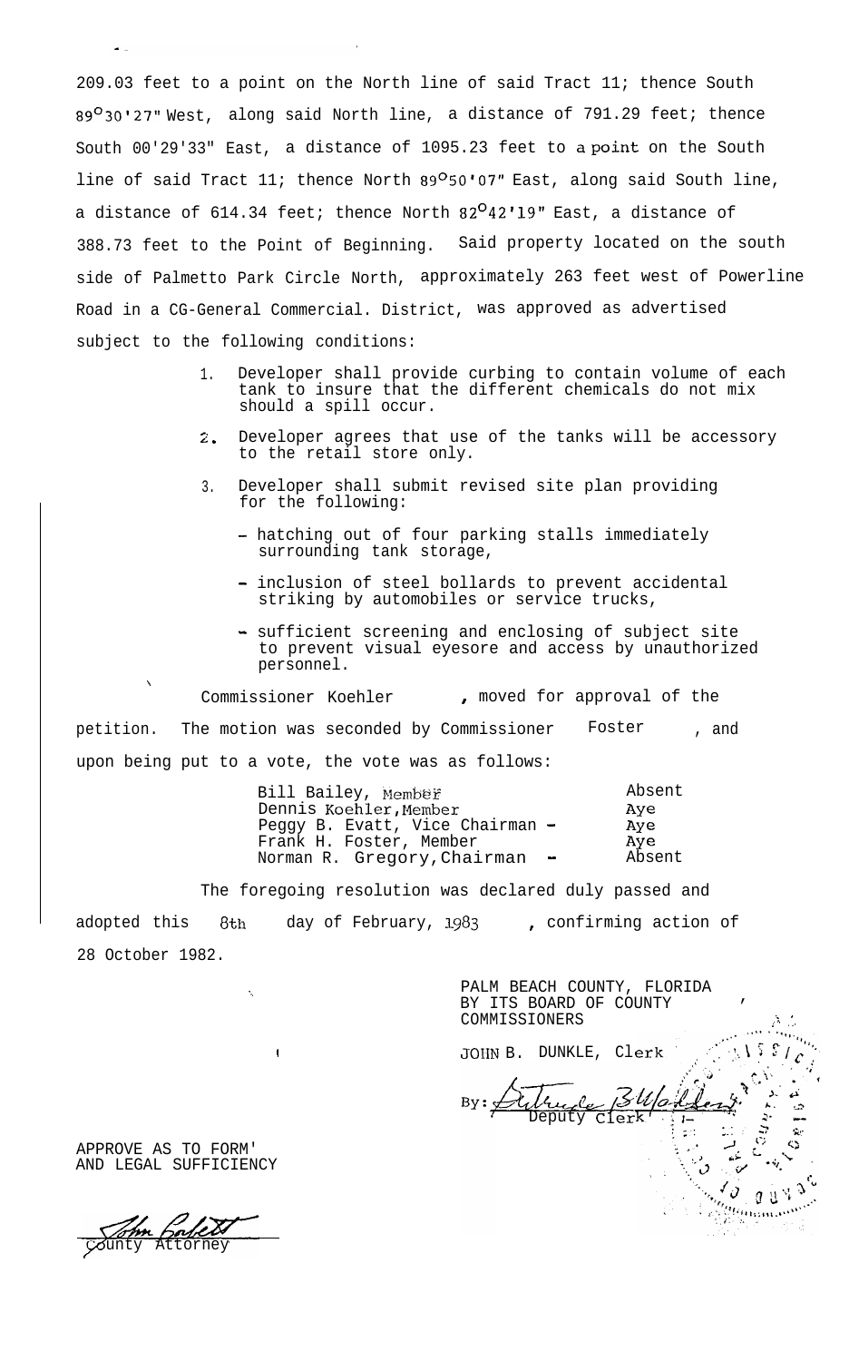209.03 feet to a point on the North line of said Tract 11; thence South 89°30'27" West, along said North line, a distance of 791.29 feet; thence South 00'29'33" East, a distance of 1095.23 feet to a point on the South line of said Tract 11; thence North 89°50'07" East, along said South line, a distance of 614.34 feet; thence North 82°42'19" East, a distance of 388.73 feet to the Point of Beginning. Said property located on the south side of Palmetto Park Circle North, approximately 263 feet west of Powerline Road in a CG-General Commercial. District, was approved as advertised subject to the following conditions:

1. Developer shall provide curbing to contain volume of each tank to insure that the different chemicals do not mix should a spill occur.
2. Developer agrees that use of the tanks will be accessory to the retail store only.
3. Developer shall submit revised site plan providing for the following:
   - hatching out of four parking stalls immediately surrounding tank storage,
   - inclusion of steel bollards to prevent accidental striking by automobiles or service trucks,
   - sufficient screening and enclosing of subject site to prevent visual eyesore and access by unauthorized personnel.

Commissioner Koehler, moved for approval of the petition. The motion was seconded by Commissioner Foster, and upon being put to a vote, the vote was as follows:

| | |
|---|---|
| Bill Bailey, Member | Absent |
| Dennis Koehler, Member | Aye |
| Peggy B. Evatt, Vice Chairman - | Aye |
| Frank H. Foster, Member | Aye |
| Norman R. Gregory, Chairman - | Absent |

The foregoing resolution was declared duly passed and adopted this 8th day of February, 1983, confirming action of 28 October 1982.

PALM BEACH COUNTY, FLORIDA
BY ITS BOARD OF COUNTY COMMISSIONERS

JOHN B. DUNKLE, Clerk

By: Deputy Clerk

APPROVE AS TO FORM AND LEGAL SUFFICIENCY

County Attorney